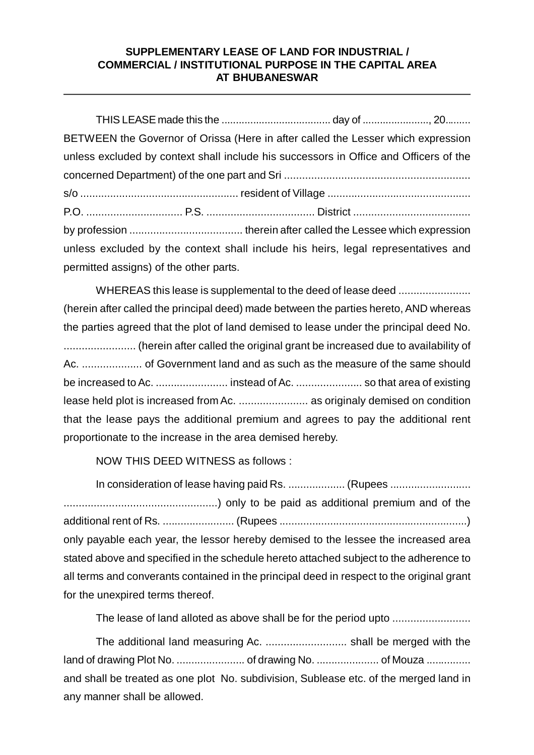**SUPPLEMENTARY LEASE OF LAND FOR INDUSTRIAL / COMMERCIAL / INSTITUTIONAL PURPOSE IN THE CAPITAL AREA AT BHUBANESWAR**

---

THIS LEASE made this the ...................................... day of ......................., 20........ BETWEEN the Governor of Orissa (Here in after called the Lesser which expression unless excluded by context shall include his successors in Office and Officers of the concerned Department) of the one part and Sri ............................................................. s/o ..................................................... resident of Village ................................................ P.O. ................................ P.S. .................................... District ....................................... by profession ...................................... therein after called the Lessee which expression unless excluded by the context shall include his heirs, legal representatives and permitted assigns) of the other parts.

WHEREAS this lease is supplemental to the deed of lease deed ........................ (herein after called the principal deed) made between the parties hereto, AND whereas the parties agreed that the plot of land demised to lease under the principal deed No. ........................ (herein after called the original grant be increased due to availability of Ac. .................... of Government land and as such as the measure of the same should be increased to Ac. ........................ instead of Ac. ...................... so that area of existing lease held plot is increased from Ac. ....................... as originaly demised on condition that the lease pays the additional premium and agrees to pay the additional rent proportionate to the increase in the area demised hereby.

NOW THIS DEED WITNESS as follows :

In consideration of lease having paid Rs. ................... (Rupees ........................... ...................................................) only to be paid as additional premium and of the additional rent of Rs. ........................ (Rupees ...............................................................) only payable each year, the lessor hereby demised to the lessee the increased area stated above and specified in the schedule hereto attached subject to the adherence to all terms and converants contained in the principal deed in respect to the original grant for the unexpired terms thereof.

The lease of land alloted as above shall be for the period upto ..........................

The additional land measuring Ac. ........................... shall be merged with the land of drawing Plot No. ....................... of drawing No. ..................... of Mouza ............... and shall be treated as one plot No. subdivision, Sublease etc. of the merged land in any manner shall be allowed.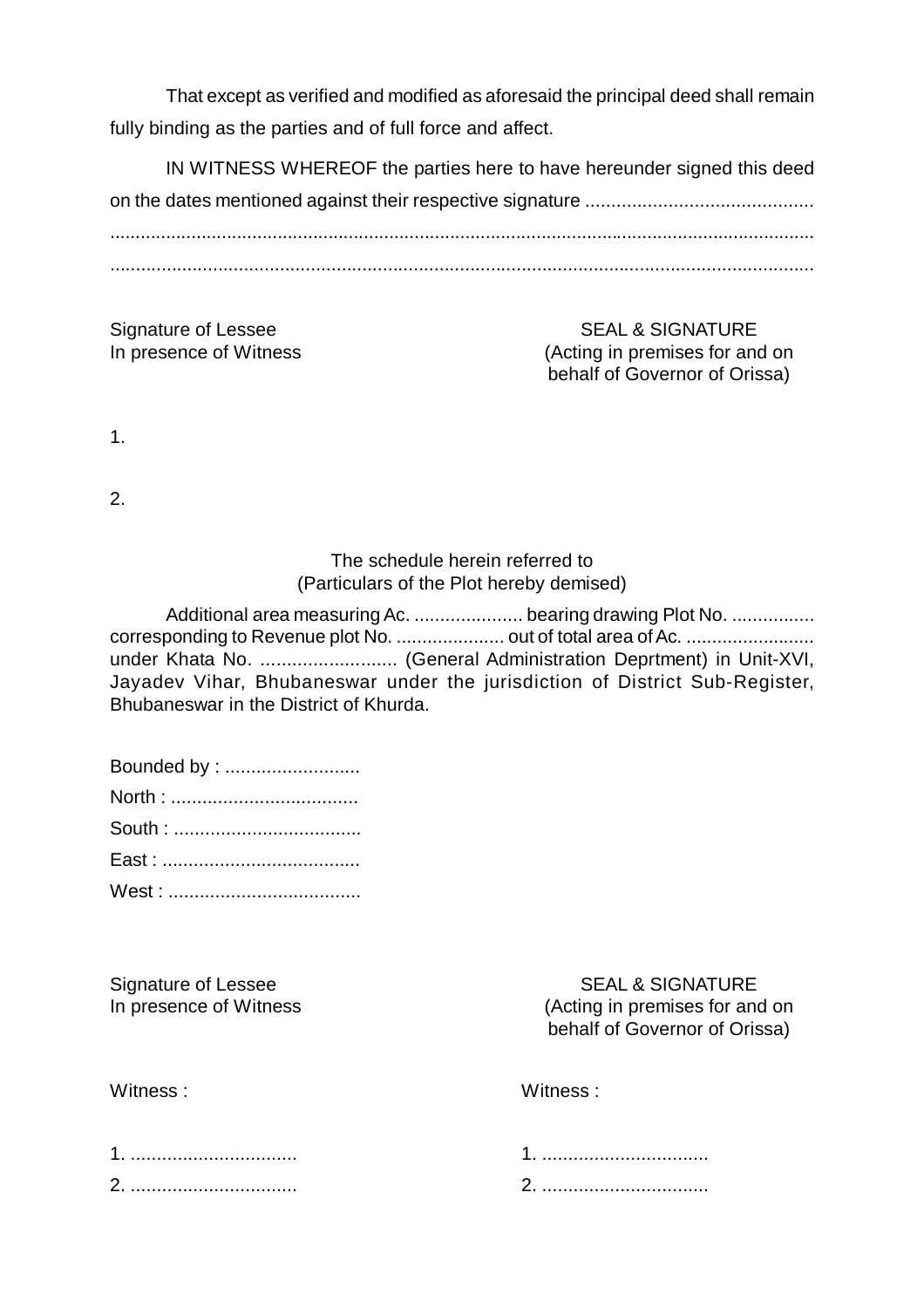That except as verified and modified as aforesaid the principal deed shall remain fully binding as the parties and of full force and affect.

IN WITNESS WHEREOF the parties here to have hereunder signed this deed on the dates mentioned against their respective signature ...........................................
..........................................................................................................................................
..........................................................................................................................................

| | |
|---|---|
| Signature of Lessee<br>In presence of Witness | SEAL & SIGNATURE<br>(Acting in premises for and on behalf of Governor of Orissa) |

1.

2.

The schedule herein referred to
(Particulars of the Plot hereby demised)

Additional area measuring Ac. ..................... bearing drawing Plot No. ................ corresponding to Revenue plot No. ..................... out of total area of Ac. ......................... under Khata No. .......................... (General Administration Deprtment) in Unit-XVI, Jayadev Vihar, Bhubaneswar under the jurisdiction of District Sub-Register, Bhubaneswar in the District of Khurda.

Bounded by : ..........................

North : ....................................

South : ....................................

East : ......................................

West : .....................................

| | |
|---|---|
| Signature of Lessee<br>In presence of Witness | SEAL & SIGNATURE<br>(Acting in premises for and on behalf of Governor of Orissa) |
| Witness : | Witness : |
| 1. ................................ | 1. ................................ |
| 2. ................................ | 2. ................................ |